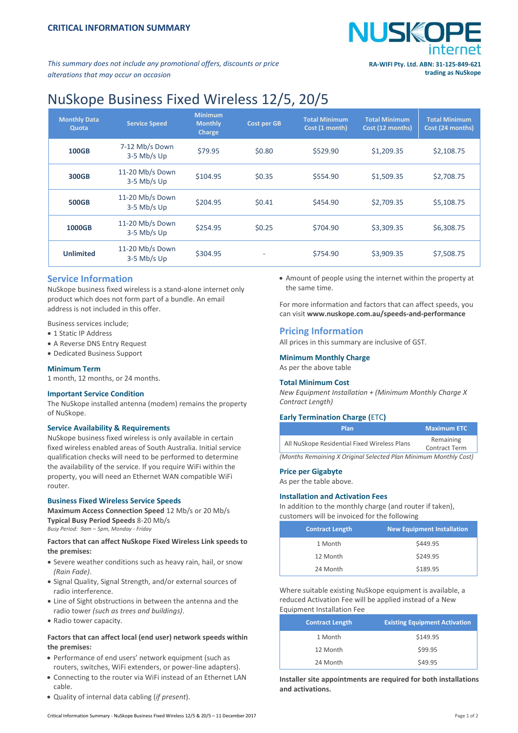**CRITICAL INFORMATION SUMMARY**

NUSKOPE internet

*This summary does not include any promotional offers, discounts or price alterations that may occur on occasion*

**RA-WIFI Pty. Ltd. ABN: 31-125-849-621 trading as NuSkope**

# NuSkope Business Fixed Wireless 12/5, 20/5

| Monthly Data Quota | Service Speed | Minimum Monthly Charge | Cost per GB | Total Minimum Cost (1 month) | Total Minimum Cost (12 months) | Total Minimum Cost (24 months) |
|---|---|---|---|---|---|---|
| **100GB** | 7-12 Mb/s Down 3-5 Mb/s Up | $79.95 | $0.80 | $529.90 | $1,209.35 | $2,108.75 |
| **300GB** | 11-20 Mb/s Down 3-5 Mb/s Up | $104.95 | $0.35 | $554.90 | $1,509.35 | $2,708.75 |
| **500GB** | 11-20 Mb/s Down 3-5 Mb/s Up | $204.95 | $0.41 | $454.90 | $2,709.35 | $5,108.75 |
| **1000GB** | 11-20 Mb/s Down 3-5 Mb/s Up | $254.95 | $0.25 | $704.90 | $3,309.35 | $6,308.75 |
| **Unlimited** | 11-20 Mb/s Down 3-5 Mb/s Up | $304.95 | - | $754.90 | $3,909.35 | $7,508.75 |

## Service Information

NuSkope business fixed wireless is a stand-alone internet only product which does not form part of a bundle. An email address is not included in this offer.

Business services include;

- 1 Static IP Address
- A Reverse DNS Entry Request
- Dedicated Business Support

### Minimum Term

1 month, 12 months, or 24 months.

### Important Service Condition

The NuSkope installed antenna (modem) remains the property of NuSkope.

### Service Availability & Requirements

NuSkope business fixed wireless is only available in certain fixed wireless enabled areas of South Australia. Initial service qualification checks will need to be performed to determine the availability of the service. If you require WiFi within the property, you will need an Ethernet WAN compatible WiFi router.

### Business Fixed Wireless Service Speeds

**Maximum Access Connection Speed** 12 Mb/s or 20 Mb/s
**Typical Busy Period Speeds** 8-20 Mb/s
*Busy Period: 9am – 5pm, Monday - Friday*

**Factors that can affect NuSkope Fixed Wireless Link speeds to the premises:**

- Severe weather conditions such as heavy rain, hail, or snow *(Rain Fade)*.
- Signal Quality, Signal Strength, and/or external sources of radio interference.
- Line of Sight obstructions in between the antenna and the radio tower *(such as trees and buildings)*.
- Radio tower capacity.

**Factors that can affect local (end user) network speeds within the premises:**

- Performance of end users' network equipment (such as routers, switches, WiFi extenders, or power-line adapters).
- Connecting to the router via WiFi instead of an Ethernet LAN cable.
- Quality of internal data cabling (*if present*).
- Amount of people using the internet within the property at the same time.

For more information and factors that can affect speeds, you can visit **www.nuskope.com.au/speeds-and-performance**

## Pricing Information

All prices in this summary are inclusive of GST.

### Minimum Monthly Charge

As per the above table

### Total Minimum Cost

*New Equipment Installation + (Minimum Monthly Charge X Contract Length)*

### Early Termination Charge (ETC)

| Plan | Maximum ETC |
|---|---|
| All NuSkope Residential Fixed Wireless Plans | Remaining Contract Term |

*(Months Remaining X Original Selected Plan Minimum Monthly Cost)*

### Price per Gigabyte

As per the table above.

### Installation and Activation Fees

In addition to the monthly charge (and router if taken), customers will be invoiced for the following

| Contract Length | New Equipment Installation |
|---|---|
| 1 Month | $449.95 |
| 12 Month | $249.95 |
| 24 Month | $189.95 |

Where suitable existing NuSkope equipment is available, a reduced Activation Fee will be applied instead of a New Equipment Installation Fee

| Contract Length | Existing Equipment Activation |
|---|---|
| 1 Month | $149.95 |
| 12 Month | $99.95 |
| 24 Month | $49.95 |

**Installer site appointments are required for both installations and activations.**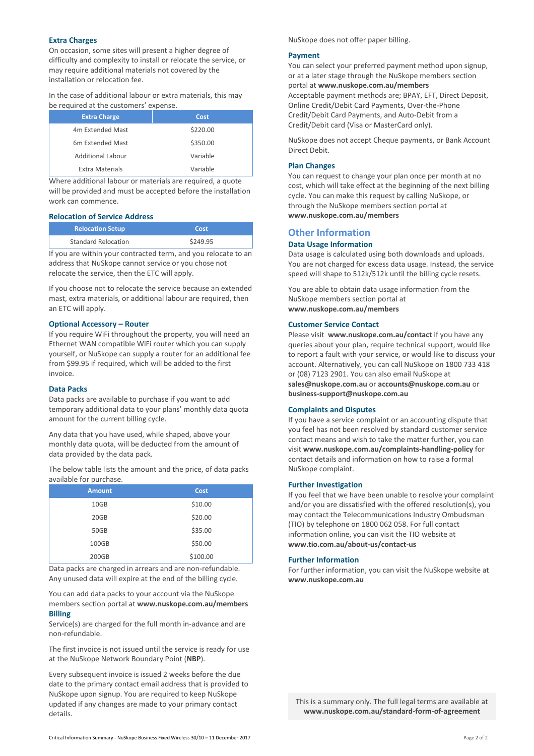### Extra Charges

On occasion, some sites will present a higher degree of difficulty and complexity to install or relocate the service, or may require additional materials not covered by the installation or relocation fee.

In the case of additional labour or extra materials, this may be required at the customers' expense.

| Extra Charge | Cost |
|---|---|
| 4m Extended Mast | $220.00 |
| 6m Extended Mast | $350.00 |
| Additional Labour | Variable |
| Extra Materials | Variable |

Where additional labour or materials are required, a quote will be provided and must be accepted before the installation work can commence.

### Relocation of Service Address

| Relocation Setup | Cost |
|---|---|
| Standard Relocation | $249.95 |

If you are within your contracted term, and you relocate to an address that NuSkope cannot service or you chose not relocate the service, then the ETC will apply.

If you choose not to relocate the service because an extended mast, extra materials, or additional labour are required, then an ETC will apply.

### Optional Accessory – Router

If you require WiFi throughout the property, you will need an Ethernet WAN compatible WiFi router which you can supply yourself, or NuSkope can supply a router for an additional fee from $99.95 if required, which will be added to the first invoice.

### Data Packs

Data packs are available to purchase if you want to add temporary additional data to your plans' monthly data quota amount for the current billing cycle.

Any data that you have used, while shaped, above your monthly data quota, will be deducted from the amount of data provided by the data pack.

The below table lists the amount and the price, of data packs available for purchase.

| Amount | Cost |
|---|---|
| 10GB | $10.00 |
| 20GB | $20.00 |
| 50GB | $35.00 |
| 100GB | $50.00 |
| 200GB | $100.00 |

Data packs are charged in arrears and are non-refundable. Any unused data will expire at the end of the billing cycle.

You can add data packs to your account via the NuSkope members section portal at **www.nuskope.com.au/members**

### Billing

Service(s) are charged for the full month in-advance and are non-refundable.

The first invoice is not issued until the service is ready for use at the NuSkope Network Boundary Point (**NBP**).

Every subsequent invoice is issued 2 weeks before the due date to the primary contact email address that is provided to NuSkope upon signup. You are required to keep NuSkope updated if any changes are made to your primary contact details.

NuSkope does not offer paper billing.

### Payment

You can select your preferred payment method upon signup, or at a later stage through the NuSkope members section portal at **www.nuskope.com.au/members**
Acceptable payment methods are; BPAY, EFT, Direct Deposit, Online Credit/Debit Card Payments, Over-the-Phone Credit/Debit Card Payments, and Auto-Debit from a Credit/Debit card (Visa or MasterCard only).

NuSkope does not accept Cheque payments, or Bank Account Direct Debit.

### Plan Changes

You can request to change your plan once per month at no cost, which will take effect at the beginning of the next billing cycle. You can make this request by calling NuSkope, or through the NuSkope members section portal at **www.nuskope.com.au/members**

## Other Information

### Data Usage Information

Data usage is calculated using both downloads and uploads. You are not charged for excess data usage. Instead, the service speed will shape to 512k/512k until the billing cycle resets.

You are able to obtain data usage information from the NuSkope members section portal at **www.nuskope.com.au/members**

### Customer Service Contact

Please visit **www.nuskope.com.au/contact** if you have any queries about your plan, require technical support, would like to report a fault with your service, or would like to discuss your account. Alternatively, you can call NuSkope on 1800 733 418 or (08) 7123 2901. You can also email NuSkope at **sales@nuskope.com.au** or **accounts@nuskope.com.au** or **business-support@nuskope.com.au**

### Complaints and Disputes

If you have a service complaint or an accounting dispute that you feel has not been resolved by standard customer service contact means and wish to take the matter further, you can visit **www.nuskope.com.au/complaints-handling-policy** for contact details and information on how to raise a formal NuSkope complaint.

### Further Investigation

If you feel that we have been unable to resolve your complaint and/or you are dissatisfied with the offered resolution(s), you may contact the Telecommunications Industry Ombudsman (TIO) by telephone on 1800 062 058. For full contact information online, you can visit the TIO website at **www.tio.com.au/about-us/contact-us**

### Further Information

For further information, you can visit the NuSkope website at **www.nuskope.com.au**

This is a summary only. The full legal terms are available at **www.nuskope.com.au/standard-form-of-agreement**